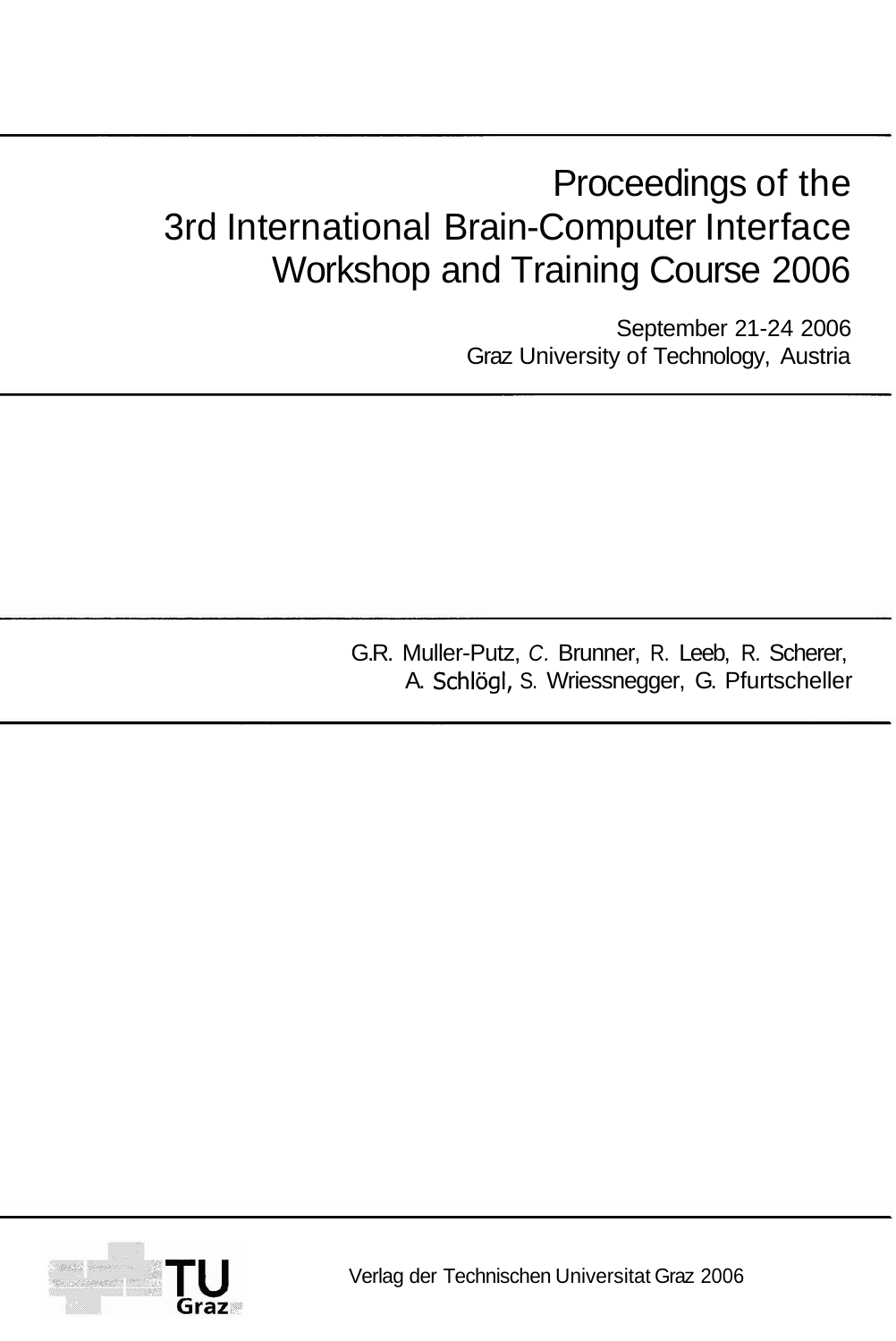# Proceedings of the 3rd International Brain-Computer Interface Workshop and Training Course 2006

September 21-24 2006
Graz University of Technology, Austria

G.R. Muller-Putz, C. Brunner, R. Leeb, R. Scherer,
A. Schlögl, S. Wriessnegger, G. Pfurtscheller

Verlag der Technischen Universitat Graz 2006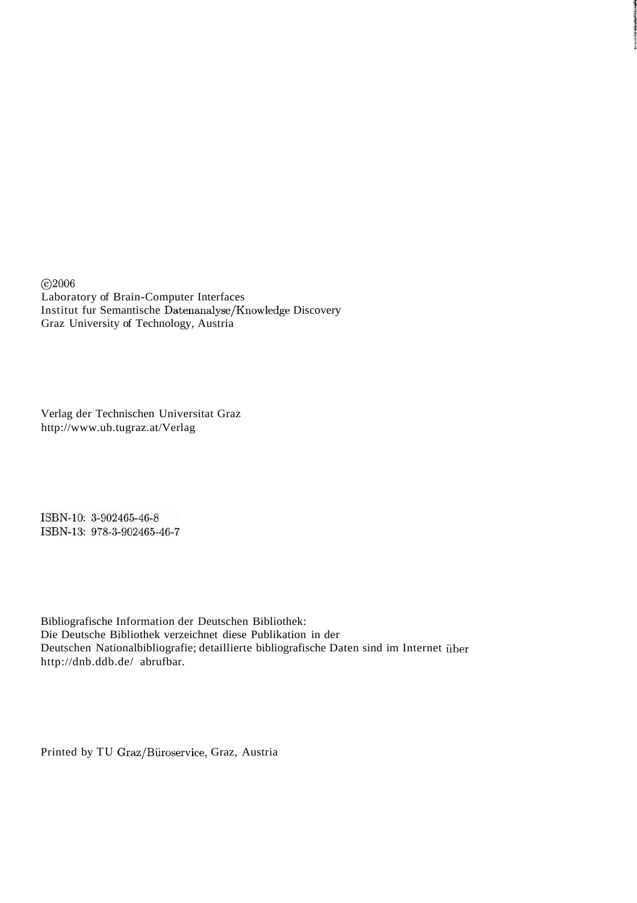©2006
Laboratory of Brain-Computer Interfaces
Institut fur Semantische Datenanalyse/Knowledge Discovery
Graz University of Technology, Austria

Verlag der Technischen Universitat Graz
http://www.ub.tugraz.at/Verlag

ISBN-10: 3-902465-46-8
ISBN-13: 978-3-902465-46-7

Bibliografische Information der Deutschen Bibliothek:
Die Deutsche Bibliothek verzeichnet diese Publikation in der
Deutschen Nationalbibliografie; detaillierte bibliografische Daten sind im Internet über
http://dnb.ddb.de/ abrufbar.

Printed by TU Graz/Büroservice, Graz, Austria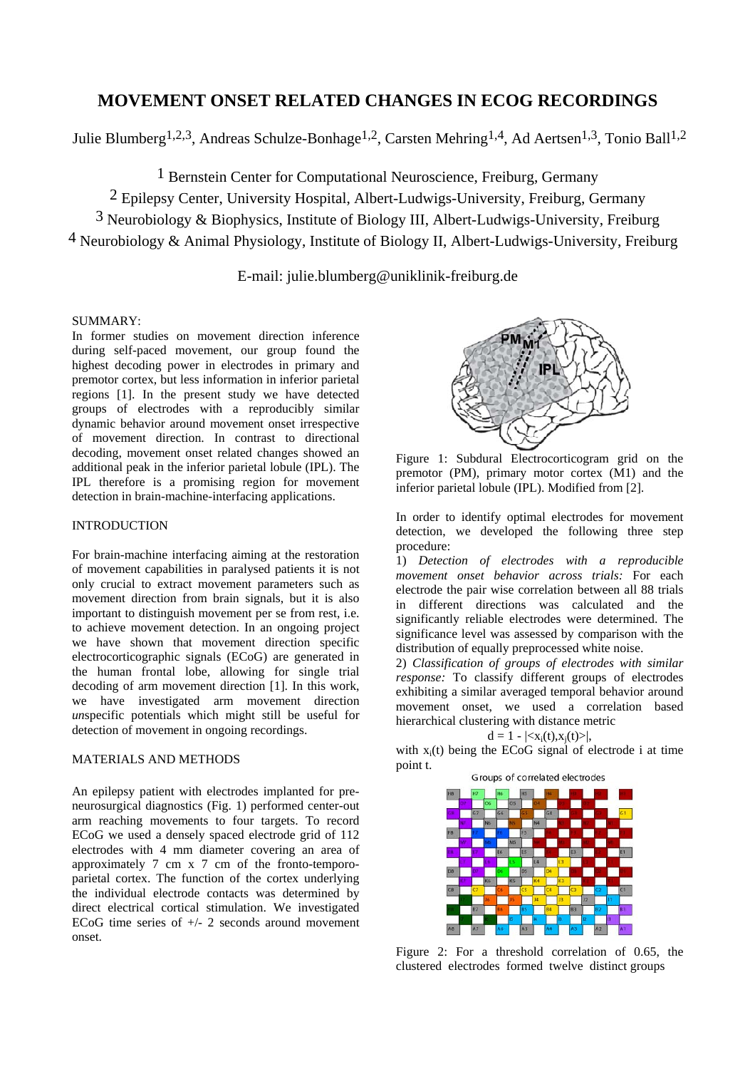# MOVEMENT ONSET RELATED CHANGES IN ECOG RECORDINGS

Julie Blumberg[1,2,3], Andreas Schulze-Bonhage[1,2], Carsten Mehring[1,4], Ad Aertsen[1,3], Tonio Ball[1,2]

[1] Bernstein Center for Computational Neuroscience, Freiburg, Germany
[2] Epilepsy Center, University Hospital, Albert-Ludwigs-University, Freiburg, Germany
[3] Neurobiology & Biophysics, Institute of Biology III, Albert-Ludwigs-University, Freiburg
[4] Neurobiology & Animal Physiology, Institute of Biology II, Albert-Ludwigs-University, Freiburg

E-mail: julie.blumberg@uniklinik-freiburg.de

## SUMMARY:

In former studies on movement direction inference during self-paced movement, our group found the highest decoding power in electrodes in primary and premotor cortex, but less information in inferior parietal regions [1]. In the present study we have detected groups of electrodes with a reproducibly similar dynamic behavior around movement onset irrespective of movement direction. In contrast to directional decoding, movement onset related changes showed an additional peak in the inferior parietal lobule (IPL). The IPL therefore is a promising region for movement detection in brain-machine-interfacing applications.

## INTRODUCTION

For brain-machine interfacing aiming at the restoration of movement capabilities in paralysed patients it is not only crucial to extract movement parameters such as movement direction from brain signals, but it is also important to distinguish movement per se from rest, i.e. to achieve movement detection. In an ongoing project we have shown that movement direction specific electrocorticographic signals (ECoG) are generated in the human frontal lobe, allowing for single trial decoding of arm movement direction [1]. In this work, we have investigated arm movement direction *un*specific potentials which might still be useful for detection of movement in ongoing recordings.

## MATERIALS AND METHODS

An epilepsy patient with electrodes implanted for pre-neurosurgical diagnostics (Fig. 1) performed center-out arm reaching movements to four targets. To record ECoG we used a densely spaced electrode grid of 112 electrodes with 4 mm diameter covering an area of approximately 7 cm x 7 cm of the fronto-temporo-parietal cortex. The function of the cortex underlying the individual electrode contacts was determined by direct electrical cortical stimulation. We investigated ECoG time series of +/- 2 seconds around movement onset.

Figure 1: Subdural Electrocorticogram grid on the premotor (PM), primary motor cortex (M1) and the inferior parietal lobule (IPL). Modified from [2].

In order to identify optimal electrodes for movement detection, we developed the following three step procedure:

1) *Detection of electrodes with a reproducible movement onset behavior across trials:* For each electrode the pair wise correlation between all 88 trials in different directions was calculated and the significantly reliable electrodes were determined. The significance level was assessed by comparison with the distribution of equally preprocessed white noise.

2) *Classification of groups of electrodes with similar response:* To classify different groups of electrodes exhibiting a similar averaged temporal behavior around movement onset, we used a correlation based hierarchical clustering with distance metric

$$d = 1 - |\langle x_i(t), x_j(t) \rangle|,$$

with $x_i(t)$ being the ECoG signal of electrode i at time point t.

Figure 2: For a threshold correlation of 0.65, the clustered electrodes formed twelve distinct groups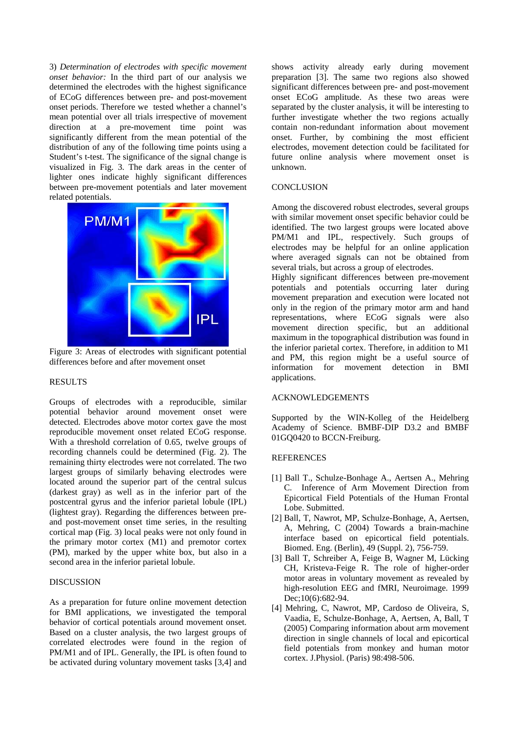3) *Determination of electrodes with specific movement onset behavior:* In the third part of our analysis we determined the electrodes with the highest significance of ECoG differences between pre- and post-movement onset periods. Therefore we tested whether a channel's mean potential over all trials irrespective of movement direction at a pre-movement time point was significantly different from the mean potential of the distribution of any of the following time points using a Student's t-test. The significance of the signal change is visualized in Fig. 3. The dark areas in the center of lighter ones indicate highly significant differences between pre-movement potentials and later movement related potentials.

PM/M1

IPL

Figure 3: Areas of electrodes with significant potential differences before and after movement onset

## RESULTS

Groups of electrodes with a reproducible, similar potential behavior around movement onset were detected. Electrodes above motor cortex gave the most reproducible movement onset related ECoG response. With a threshold correlation of 0.65, twelve groups of recording channels could be determined (Fig. 2). The remaining thirty electrodes were not correlated. The two largest groups of similarly behaving electrodes were located around the superior part of the central sulcus (darkest gray) as well as in the inferior part of the postcentral gyrus and the inferior parietal lobule (IPL) (lightest gray). Regarding the differences between pre- and post-movement onset time series, in the resulting cortical map (Fig. 3) local peaks were not only found in the primary motor cortex (M1) and premotor cortex (PM), marked by the upper white box, but also in a second area in the inferior parietal lobule.

## DISCUSSION

As a preparation for future online movement detection for BMI applications, we investigated the temporal behavior of cortical potentials around movement onset. Based on a cluster analysis, the two largest groups of correlated electrodes were found in the region of PM/M1 and of IPL. Generally, the IPL is often found to be activated during voluntary movement tasks [3,4] and shows activity already early during movement preparation [3]. The same two regions also showed significant differences between pre- and post-movement onset ECoG amplitude. As these two areas were separated by the cluster analysis, it will be interesting to further investigate whether the two regions actually contain non-redundant information about movement onset. Further, by combining the most efficient electrodes, movement detection could be facilitated for future online analysis where movement onset is unknown.

## CONCLUSION

Among the discovered robust electrodes, several groups with similar movement onset specific behavior could be identified. The two largest groups were located above PM/M1 and IPL, respectively. Such groups of electrodes may be helpful for an online application where averaged signals can not be obtained from several trials, but across a group of electrodes.

Highly significant differences between pre-movement potentials and potentials occurring later during movement preparation and execution were located not only in the region of the primary motor arm and hand representations, where ECoG signals were also movement direction specific, but an additional maximum in the topographical distribution was found in the inferior parietal cortex. Therefore, in addition to M1 and PM, this region might be a useful source of information for movement detection in BMI applications.

## ACKNOWLEDGEMENTS

Supported by the WIN-Kolleg of the Heidelberg Academy of Science. BMBF-DIP D3.2 and BMBF 01GQ0420 to BCCN-Freiburg.

## REFERENCES

[1] Ball T., Schulze-Bonhage A., Aertsen A., Mehring C. Inference of Arm Movement Direction from Epicortical Field Potentials of the Human Frontal Lobe. Submitted.

[2] Ball, T, Nawrot, MP, Schulze-Bonhage, A, Aertsen, A, Mehring, C (2004) Towards a brain-machine interface based on epicortical field potentials. Biomed. Eng. (Berlin), 49 (Suppl. 2), 756-759.

[3] Ball T, Schreiber A, Feige B, Wagner M, Lücking CH, Kristeva-Feige R. The role of higher-order motor areas in voluntary movement as revealed by high-resolution EEG and fMRI, Neuroimage. 1999 Dec;10(6):682-94.

[4] Mehring, C, Nawrot, MP, Cardoso de Oliveira, S, Vaadia, E, Schulze-Bonhage, A, Aertsen, A, Ball, T (2005) Comparing information about arm movement direction in single channels of local and epicortical field potentials from monkey and human motor cortex. J.Physiol. (Paris) 98:498-506.